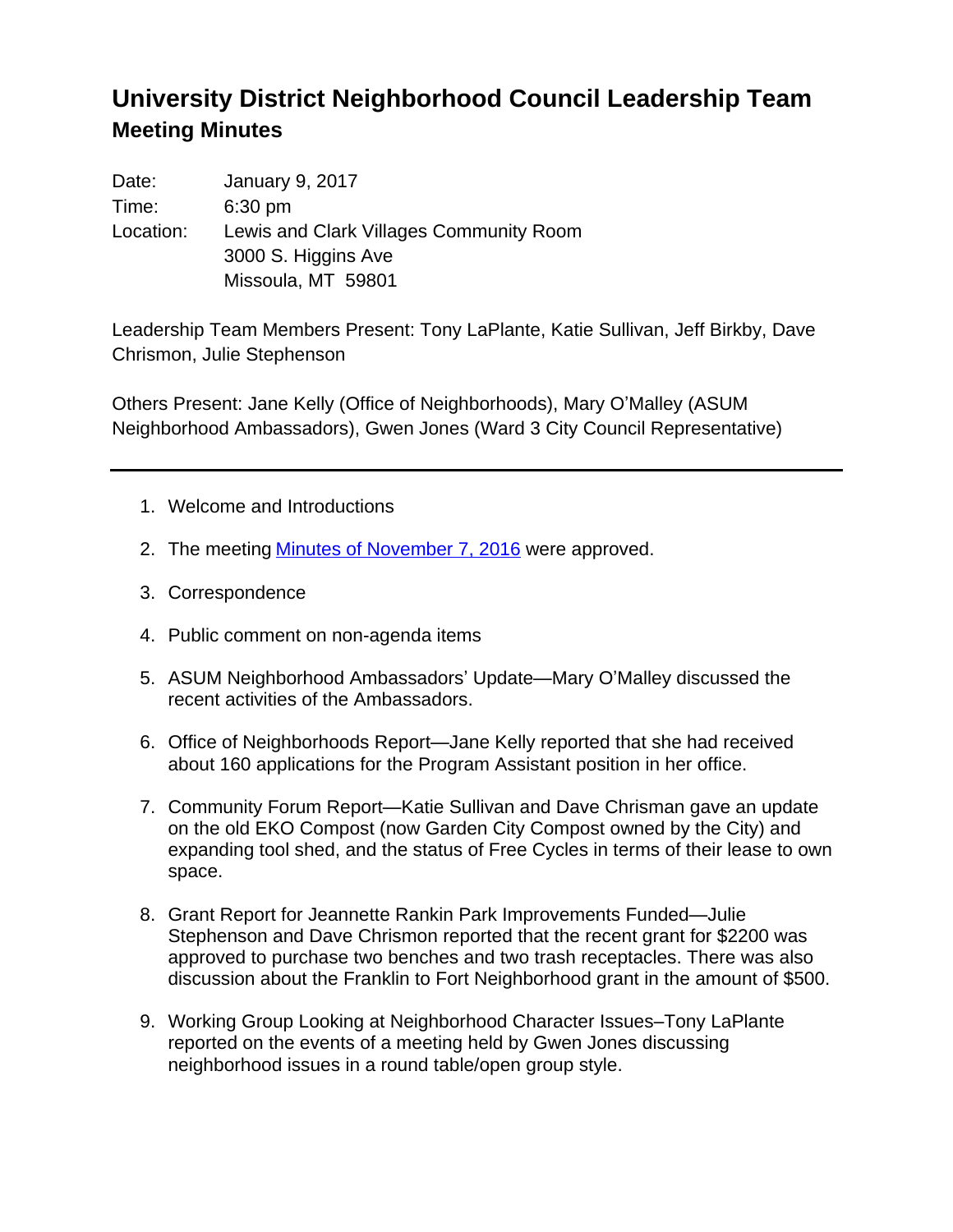# University District Neighborhood Council Leadership Team

## Meeting Minutes

Date: January 9, 2017

Time: 6:30 pm

Location: Lewis and Clark Villages Community Room
3000 S. Higgins Ave
Missoula, MT 59801

Leadership Team Members Present: Tony LaPlante, Katie Sullivan, Jeff Birkby, Dave Chrismon, Julie Stephenson

Others Present: Jane Kelly (Office of Neighborhoods), Mary O'Malley (ASUM Neighborhood Ambassadors), Gwen Jones (Ward 3 City Council Representative)

---

1. Welcome and Introductions
2. The meeting Minutes of November 7, 2016 were approved.
3. Correspondence
4. Public comment on non-agenda items
5. ASUM Neighborhood Ambassadors' Update—Mary O'Malley discussed the recent activities of the Ambassadors.
6. Office of Neighborhoods Report—Jane Kelly reported that she had received about 160 applications for the Program Assistant position in her office.
7. Community Forum Report—Katie Sullivan and Dave Chrisman gave an update on the old EKO Compost (now Garden City Compost owned by the City) and expanding tool shed, and the status of Free Cycles in terms of their lease to own space.
8. Grant Report for Jeannette Rankin Park Improvements Funded—Julie Stephenson and Dave Chrismon reported that the recent grant for $2200 was approved to purchase two benches and two trash receptacles. There was also discussion about the Franklin to Fort Neighborhood grant in the amount of $500.
9. Working Group Looking at Neighborhood Character Issues–Tony LaPlante reported on the events of a meeting held by Gwen Jones discussing neighborhood issues in a round table/open group style.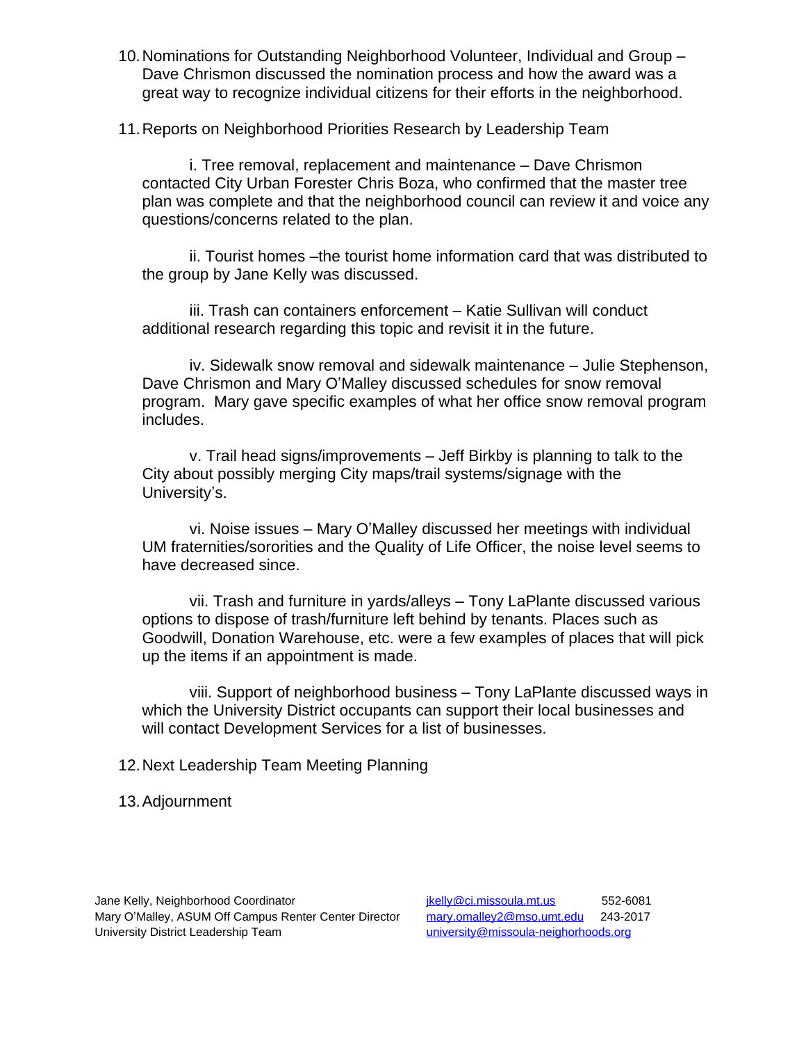10. Nominations for Outstanding Neighborhood Volunteer, Individual and Group – Dave Chrismon discussed the nomination process and how the award was a great way to recognize individual citizens for their efforts in the neighborhood.

11. Reports on Neighborhood Priorities Research by Leadership Team

    i. Tree removal, replacement and maintenance – Dave Chrismon contacted City Urban Forester Chris Boza, who confirmed that the master tree plan was complete and that the neighborhood council can review it and voice any questions/concerns related to the plan.

    ii. Tourist homes –the tourist home information card that was distributed to the group by Jane Kelly was discussed.

    iii. Trash can containers enforcement – Katie Sullivan will conduct additional research regarding this topic and revisit it in the future.

    iv. Sidewalk snow removal and sidewalk maintenance – Julie Stephenson, Dave Chrismon and Mary O'Malley discussed schedules for snow removal program. Mary gave specific examples of what her office snow removal program includes.

    v. Trail head signs/improvements – Jeff Birkby is planning to talk to the City about possibly merging City maps/trail systems/signage with the University's.

    vi. Noise issues – Mary O'Malley discussed her meetings with individual UM fraternities/sororities and the Quality of Life Officer, the noise level seems to have decreased since.

    vii. Trash and furniture in yards/alleys – Tony LaPlante discussed various options to dispose of trash/furniture left behind by tenants. Places such as Goodwill, Donation Warehouse, etc. were a few examples of places that will pick up the items if an appointment is made.

    viii. Support of neighborhood business – Tony LaPlante discussed ways in which the University District occupants can support their local businesses and will contact Development Services for a list of businesses.

12. Next Leadership Team Meeting Planning

13. Adjournment

| | | |
|---|---|---|
| Jane Kelly, Neighborhood Coordinator | jkelly@ci.missoula.mt.us | 552-6081 |
| Mary O'Malley, ASUM Off Campus Renter Center Director | mary.omalley2@mso.umt.edu | 243-2017 |
| University District Leadership Team | university@missoula-neighorhoods.org | |